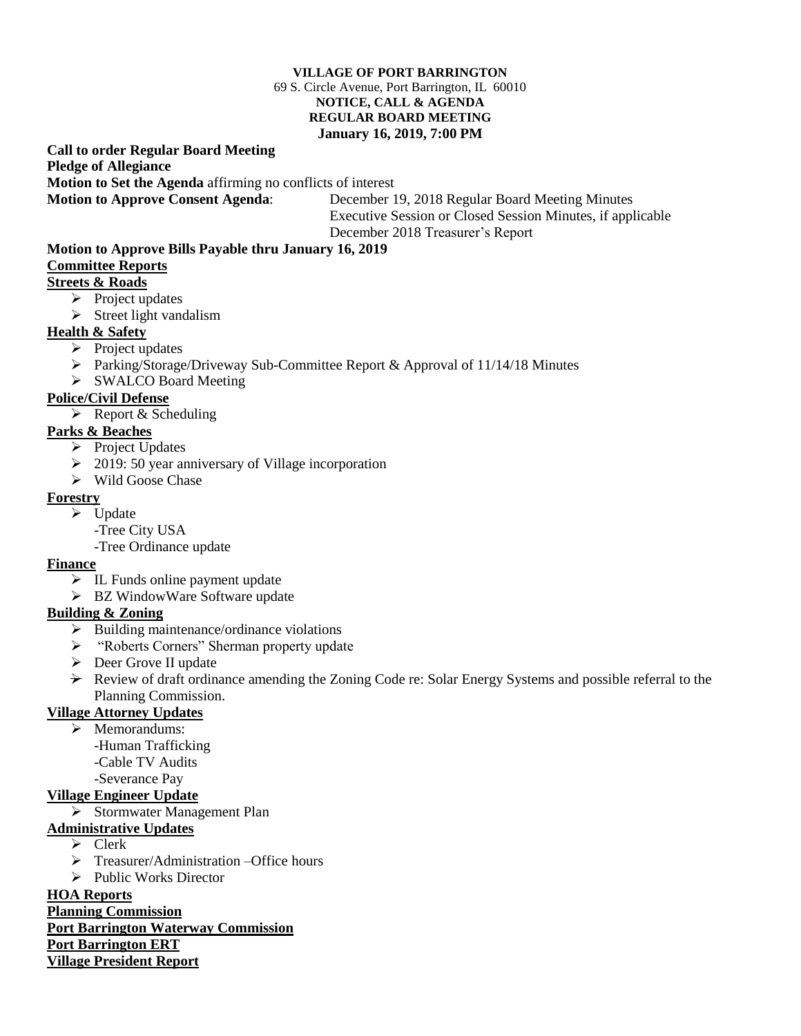**VILLAGE OF PORT BARRINGTON**
69 S. Circle Avenue, Port Barrington, IL 60010
**NOTICE, CALL & AGENDA**
**REGULAR BOARD MEETING**
**January 16, 2019, 7:00 PM**

**Call to order Regular Board Meeting**

**Pledge of Allegiance**

**Motion to Set the Agenda** affirming no conflicts of interest

**Motion to Approve Consent Agenda**:
- December 19, 2018 Regular Board Meeting Minutes
- Executive Session or Closed Session Minutes, if applicable
- December 2018 Treasurer's Report

**Motion to Approve Bills Payable thru January 16, 2019**

**Committee Reports**

**Streets & Roads**
- Project updates
- Street light vandalism

**Health & Safety**
- Project updates
- Parking/Storage/Driveway Sub-Committee Report & Approval of 11/14/18 Minutes
- SWALCO Board Meeting

**Police/Civil Defense**
- Report & Scheduling

**Parks & Beaches**
- Project Updates
- 2019: 50 year anniversary of Village incorporation
- Wild Goose Chase

**Forestry**
- Update
  - -Tree City USA
  - -Tree Ordinance update

**Finance**
- IL Funds online payment update
- BZ WindowWare Software update

**Building & Zoning**
- Building maintenance/ordinance violations
- "Roberts Corners" Sherman property update
- Deer Grove II update
- Review of draft ordinance amending the Zoning Code re: Solar Energy Systems and possible referral to the Planning Commission.

**Village Attorney Updates**
- Memorandums:
  - -Human Trafficking
  - -Cable TV Audits
  - -Severance Pay

**Village Engineer Update**
- Stormwater Management Plan

**Administrative Updates**
- Clerk
- Treasurer/Administration –Office hours
- Public Works Director

**HOA Reports**

**Planning Commission**

**Port Barrington Waterway Commission**

**Port Barrington ERT**

**Village President Report**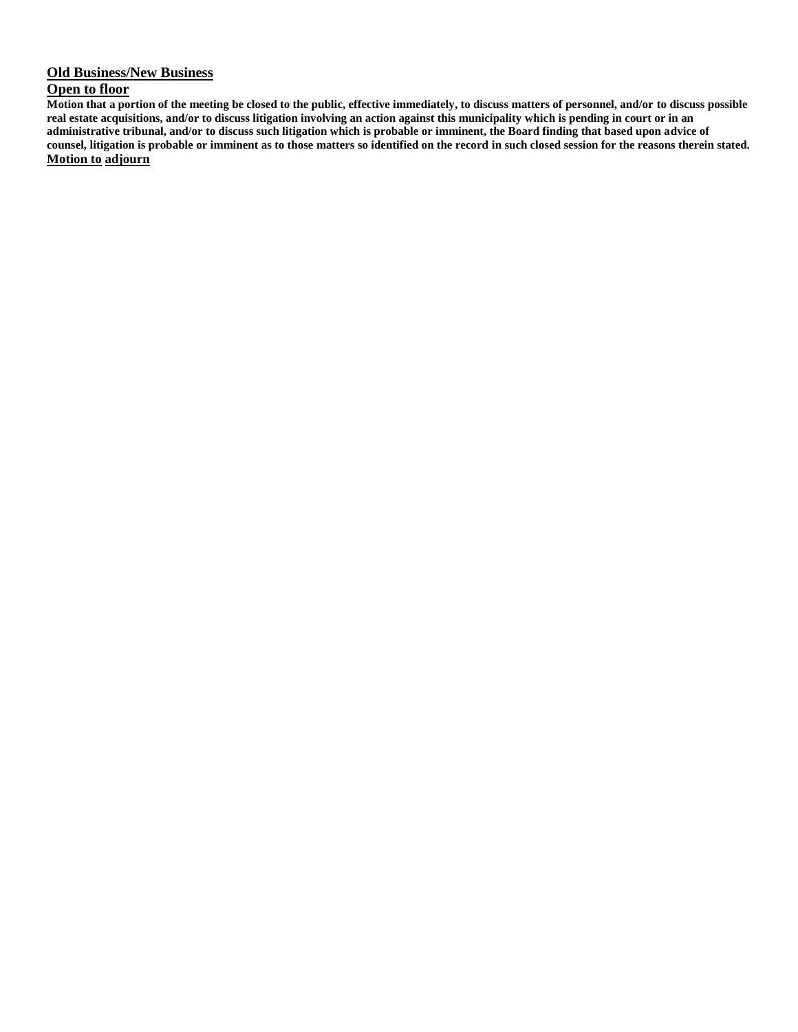**Old Business/New Business**

**Open to floor**

**Motion that a portion of the meeting be closed to the public, effective immediately, to discuss matters of personnel, and/or to discuss possible real estate acquisitions, and/or to discuss litigation involving an action against this municipality which is pending in court or in an administrative tribunal, and/or to discuss such litigation which is probable or imminent, the Board finding that based upon advice of counsel, litigation is probable or imminent as to those matters so identified on the record in such closed session for the reasons therein stated.**

**Motion to adjourn**